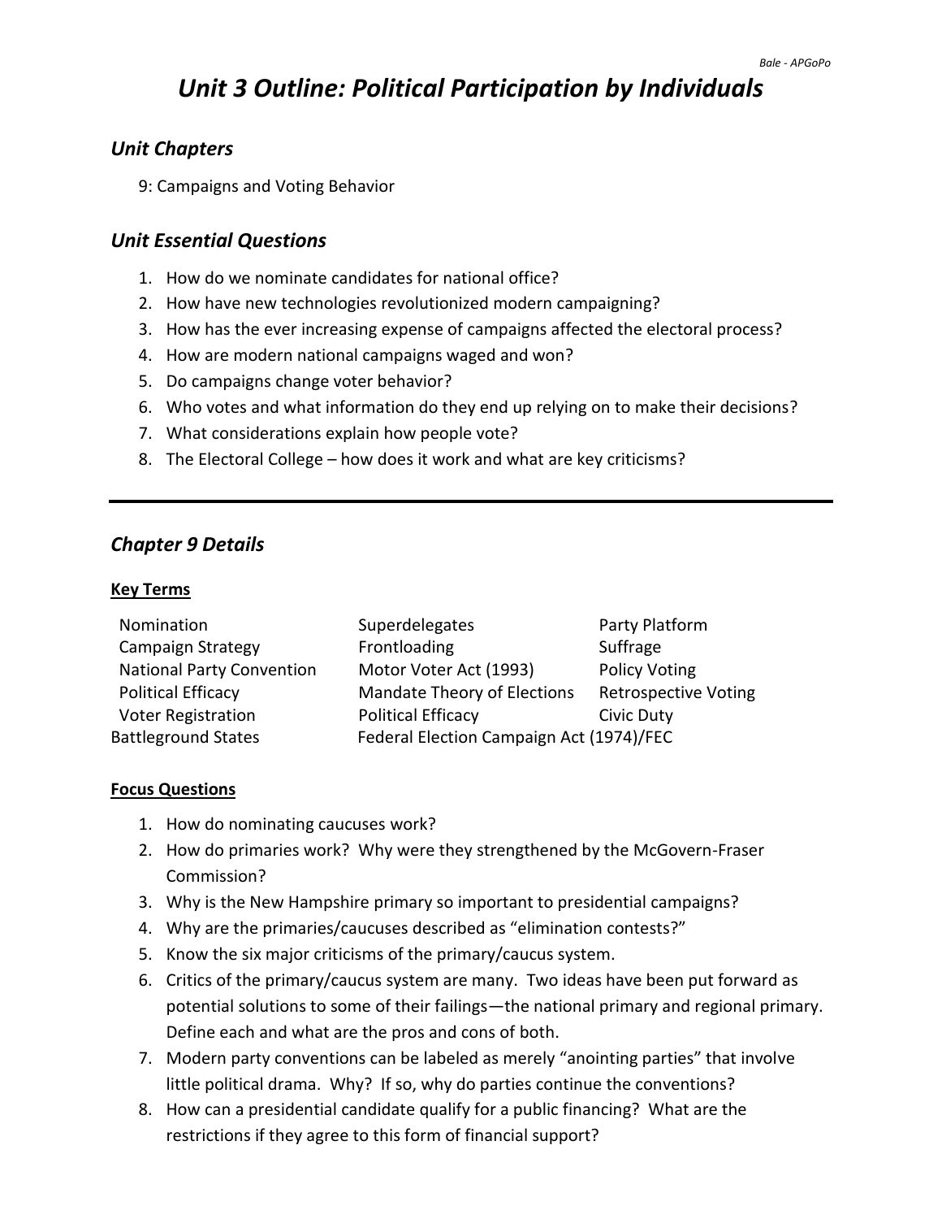# *Unit 3 Outline: Political Participation by Individuals*

## *Unit Chapters*

9: Campaigns and Voting Behavior

## *Unit Essential Questions*

1. How do we nominate candidates for national office?
2. How have new technologies revolutionized modern campaigning?
3. How has the ever increasing expense of campaigns affected the electoral process?
4. How are modern national campaigns waged and won?
5. Do campaigns change voter behavior?
6. Who votes and what information do they end up relying on to make their decisions?
7. What considerations explain how people vote?
8. The Electoral College – how does it work and what are key criticisms?

---

## *Chapter 9 Details*

**Key Terms**

| | | |
|---|---|---|
| Nomination | Superdelegates | Party Platform |
| Campaign Strategy | Frontloading | Suffrage |
| National Party Convention | Motor Voter Act (1993) | Policy Voting |
| Political Efficacy | Mandate Theory of Elections | Retrospective Voting |
| Voter Registration | Political Efficacy | Civic Duty |
| Battleground States | Federal Election Campaign Act (1974)/FEC | |

**Focus Questions**

1. How do nominating caucuses work?
2. How do primaries work? Why were they strengthened by the McGovern-Fraser Commission?
3. Why is the New Hampshire primary so important to presidential campaigns?
4. Why are the primaries/caucuses described as "elimination contests?"
5. Know the six major criticisms of the primary/caucus system.
6. Critics of the primary/caucus system are many. Two ideas have been put forward as potential solutions to some of their failings—the national primary and regional primary. Define each and what are the pros and cons of both.
7. Modern party conventions can be labeled as merely "anointing parties" that involve little political drama. Why? If so, why do parties continue the conventions?
8. How can a presidential candidate qualify for a public financing? What are the restrictions if they agree to this form of financial support?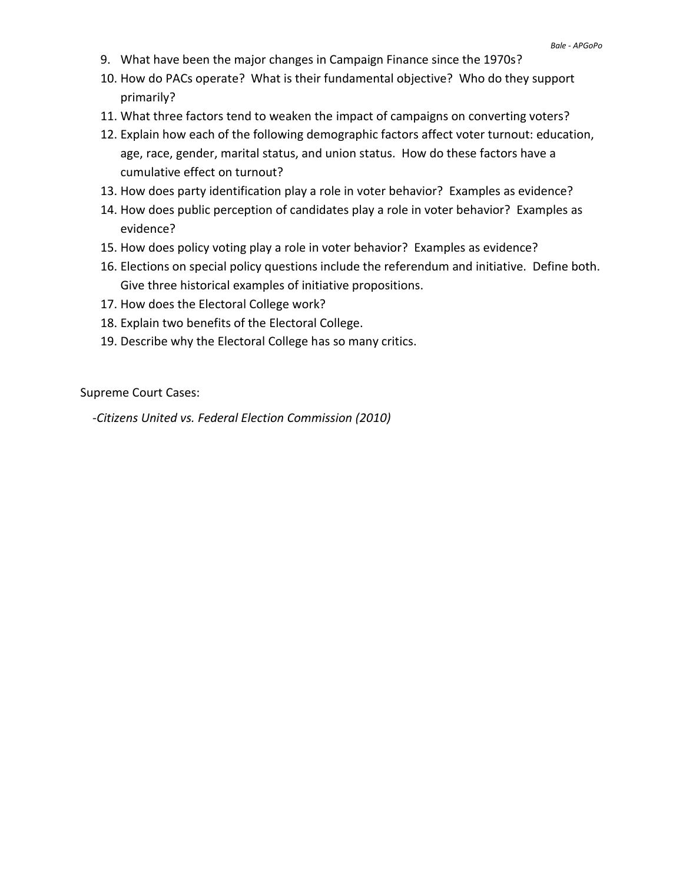9. What have been the major changes in Campaign Finance since the 1970s?
10. How do PACs operate? What is their fundamental objective? Who do they support primarily?
11. What three factors tend to weaken the impact of campaigns on converting voters?
12. Explain how each of the following demographic factors affect voter turnout: education, age, race, gender, marital status, and union status. How do these factors have a cumulative effect on turnout?
13. How does party identification play a role in voter behavior? Examples as evidence?
14. How does public perception of candidates play a role in voter behavior? Examples as evidence?
15. How does policy voting play a role in voter behavior? Examples as evidence?
16. Elections on special policy questions include the referendum and initiative. Define both. Give three historical examples of initiative propositions.
17. How does the Electoral College work?
18. Explain two benefits of the Electoral College.
19. Describe why the Electoral College has so many critics.

Supreme Court Cases:

-*Citizens United vs. Federal Election Commission (2010)*